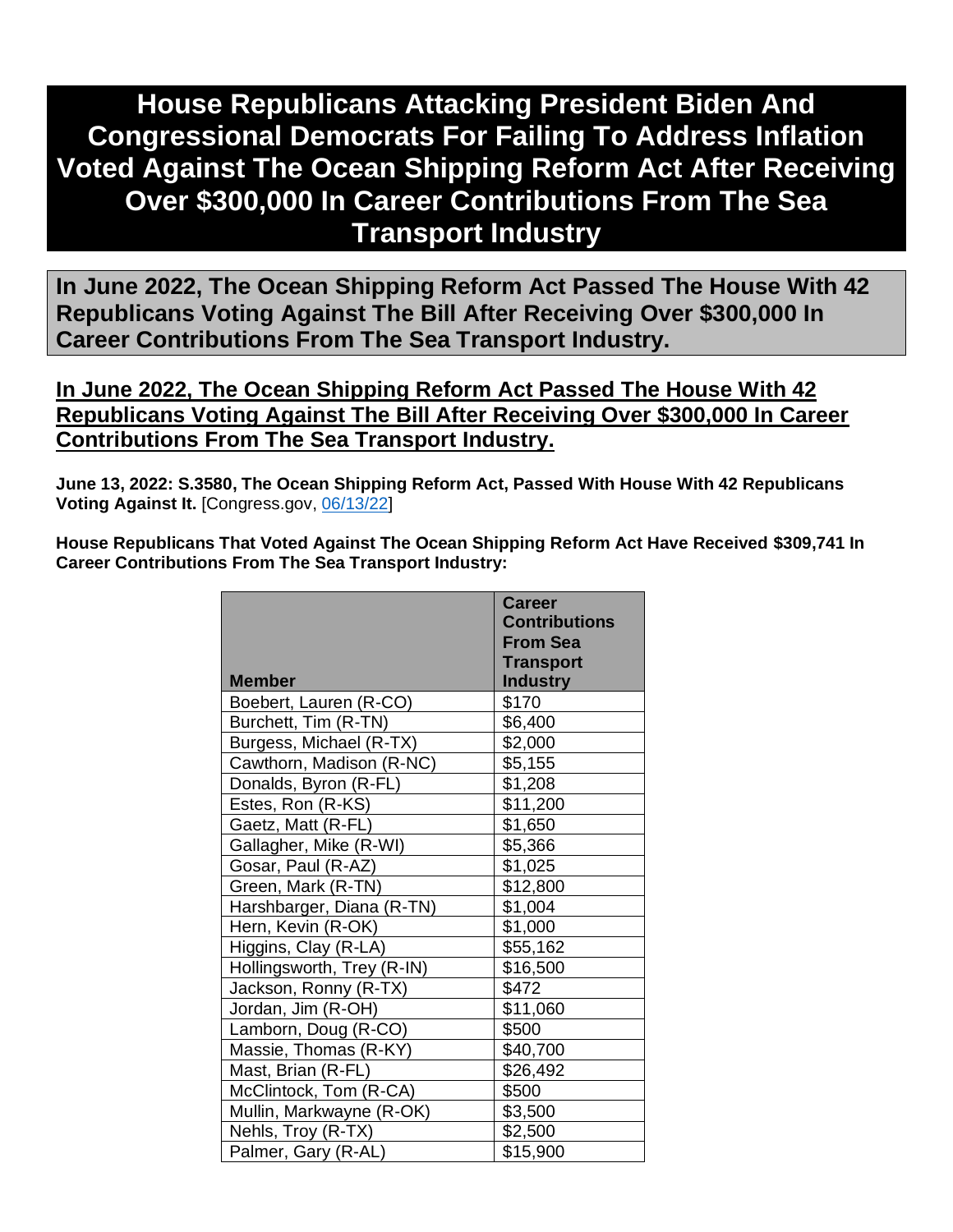# House Republicans Attacking President Biden And Congressional Democrats For Failing To Address Inflation Voted Against The Ocean Shipping Reform Act After Receiving Over $300,000 In Career Contributions From The Sea Transport Industry

## In June 2022, The Ocean Shipping Reform Act Passed The House With 42 Republicans Voting Against The Bill After Receiving Over $300,000 In Career Contributions From The Sea Transport Industry.

### In June 2022, The Ocean Shipping Reform Act Passed The House With 42 Republicans Voting Against The Bill After Receiving Over $300,000 In Career Contributions From The Sea Transport Industry.

**June 13, 2022: S.3580, The Ocean Shipping Reform Act, Passed With House With 42 Republicans Voting Against It.** [Congress.gov, 06/13/22]

**House Republicans That Voted Against The Ocean Shipping Reform Act Have Received $309,741 In Career Contributions From The Sea Transport Industry:**

| Member | Career Contributions From Sea Transport Industry |
|---|---|
| Boebert, Lauren (R-CO) | $170 |
| Burchett, Tim (R-TN) | $6,400 |
| Burgess, Michael (R-TX) | $2,000 |
| Cawthorn, Madison (R-NC) | $5,155 |
| Donalds, Byron (R-FL) | $1,208 |
| Estes, Ron (R-KS) | $11,200 |
| Gaetz, Matt (R-FL) | $1,650 |
| Gallagher, Mike (R-WI) | $5,366 |
| Gosar, Paul (R-AZ) | $1,025 |
| Green, Mark (R-TN) | $12,800 |
| Harshbarger, Diana (R-TN) | $1,004 |
| Hern, Kevin (R-OK) | $1,000 |
| Higgins, Clay (R-LA) | $55,162 |
| Hollingsworth, Trey (R-IN) | $16,500 |
| Jackson, Ronny (R-TX) | $472 |
| Jordan, Jim (R-OH) | $11,060 |
| Lamborn, Doug (R-CO) | $500 |
| Massie, Thomas (R-KY) | $40,700 |
| Mast, Brian (R-FL) | $26,492 |
| McClintock, Tom (R-CA) | $500 |
| Mullin, Markwayne (R-OK) | $3,500 |
| Nehls, Troy (R-TX) | $2,500 |
| Palmer, Gary (R-AL) | $15,900 |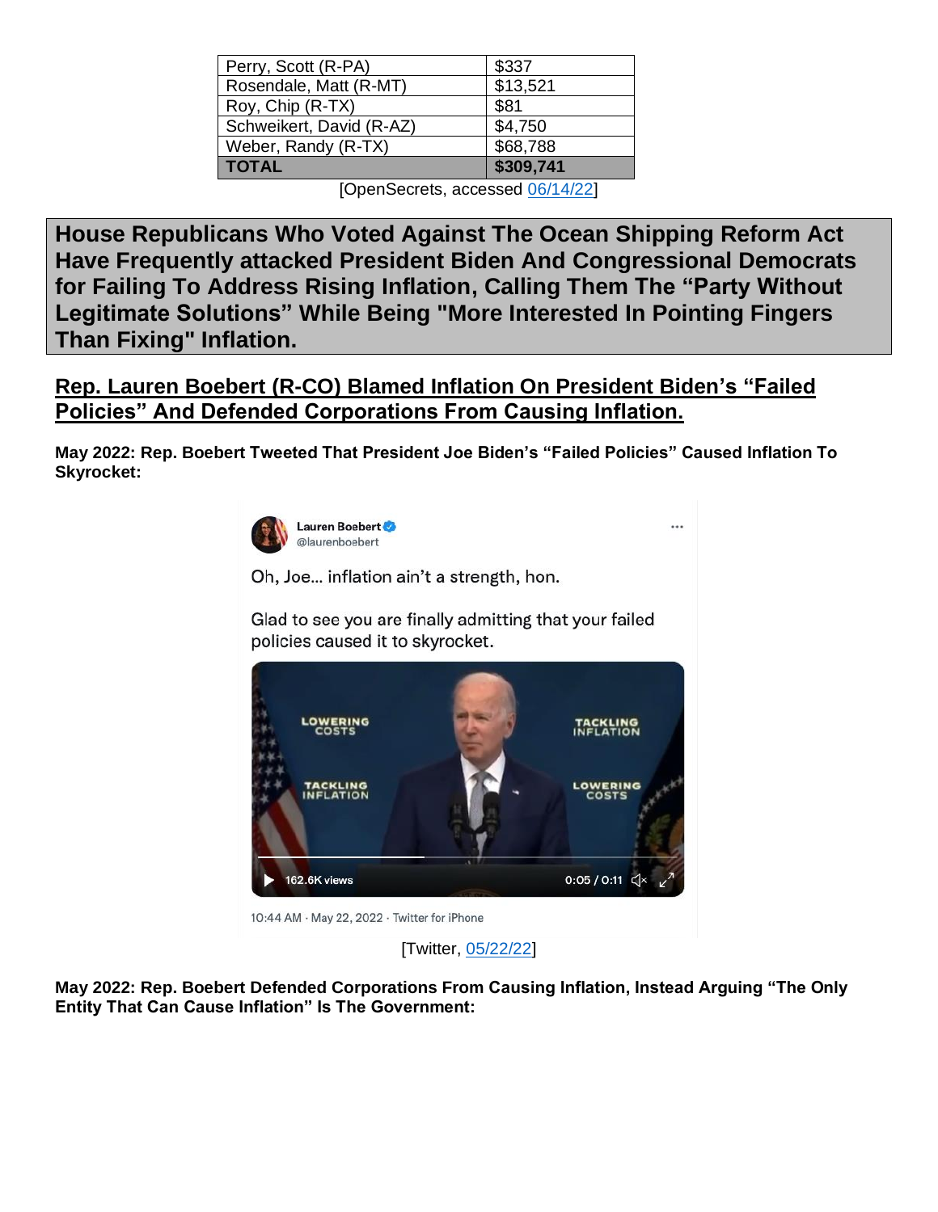| Perry, Scott (R-PA) | $337 |
|---|---|
| Rosendale, Matt (R-MT) | $13,521 |
| Roy, Chip (R-TX) | $81 |
| Schweikert, David (R-AZ) | $4,750 |
| Weber, Randy (R-TX) | $68,788 |
| **TOTAL** | **$309,741** |

[OpenSecrets, accessed 06/14/22]

## House Republicans Who Voted Against The Ocean Shipping Reform Act Have Frequently attacked President Biden And Congressional Democrats for Failing To Address Rising Inflation, Calling Them The "Party Without Legitimate Solutions" While Being "More Interested In Pointing Fingers Than Fixing" Inflation.

### Rep. Lauren Boebert (R-CO) Blamed Inflation On President Biden's "Failed Policies" And Defended Corporations From Causing Inflation.

**May 2022: Rep. Boebert Tweeted That President Joe Biden's "Failed Policies" Caused Inflation To Skyrocket:**

Lauren Boebert
@laurenboebert

Oh, Joe... inflation ain't a strength, hon.

Glad to see you are finally admitting that your failed policies caused it to skyrocket.

10:44 AM · May 22, 2022 · Twitter for iPhone

[Twitter, 05/22/22]

**May 2022: Rep. Boebert Defended Corporations From Causing Inflation, Instead Arguing "The Only Entity That Can Cause Inflation" Is The Government:**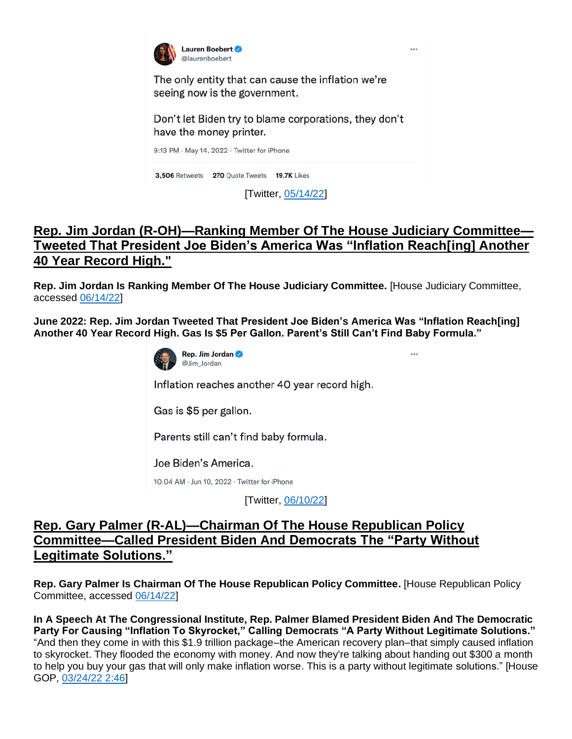Lauren Boebert
@laurenboebert

The only entity that can cause the inflation we're seeing now is the government.

Don't let Biden try to blame corporations, they don't have the money printer.

9:13 PM · May 14, 2022 · Twitter for iPhone

3,506 Retweets 270 Quote Tweets 19.7K Likes

[Twitter, 05/14/22]

## Rep. Jim Jordan (R-OH)—Ranking Member Of The House Judiciary Committee—Tweeted That President Joe Biden's America Was "Inflation Reach[ing] Another 40 Year Record High."

**Rep. Jim Jordan Is Ranking Member Of The House Judiciary Committee.** [House Judiciary Committee, accessed 06/14/22]

**June 2022: Rep. Jim Jordan Tweeted That President Joe Biden's America Was "Inflation Reach[ing] Another 40 Year Record High. Gas Is $5 Per Gallon. Parent's Still Can't Find Baby Formula."**

Rep. Jim Jordan
@Jim_Jordan

Inflation reaches another 40 year record high.

Gas is $5 per gallon.

Parents still can't find baby formula.

Joe Biden's America.

10:04 AM · Jun 10, 2022 · Twitter for iPhone

[Twitter, 06/10/22]

## Rep. Gary Palmer (R-AL)—Chairman Of The House Republican Policy Committee—Called President Biden And Democrats The "Party Without Legitimate Solutions."

**Rep. Gary Palmer Is Chairman Of The House Republican Policy Committee.** [House Republican Policy Committee, accessed 06/14/22]

**In A Speech At The Congressional Institute, Rep. Palmer Blamed President Biden And The Democratic Party For Causing "Inflation To Skyrocket," Calling Democrats "A Party Without Legitimate Solutions."** "And then they come in with this $1.9 trillion package–the American recovery plan–that simply caused inflation to skyrocket. They flooded the economy with money. And now they're talking about handing out $300 a month to help you buy your gas that will only make inflation worse. This is a party without legitimate solutions." [House GOP, 03/24/22 2:46]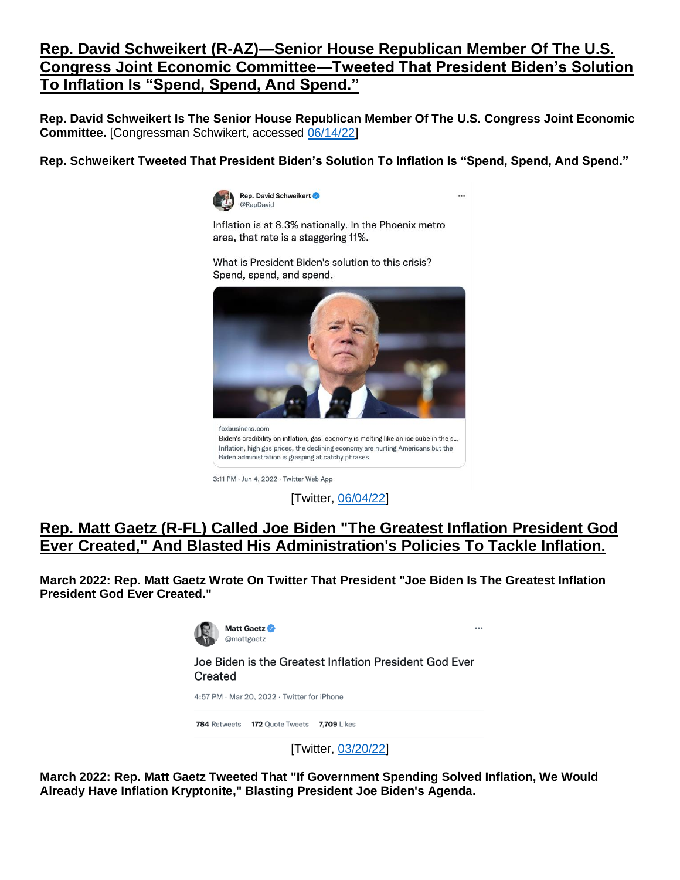## Rep. David Schweikert (R-AZ)—Senior House Republican Member Of The U.S. Congress Joint Economic Committee—Tweeted That President Biden's Solution To Inflation Is "Spend, Spend, And Spend."

**Rep. David Schweikert Is The Senior House Republican Member Of The U.S. Congress Joint Economic Committee.** [Congressman Schwikert, accessed 06/14/22]

**Rep. Schweikert Tweeted That President Biden's Solution To Inflation Is "Spend, Spend, And Spend."**

Rep. David Schweikert
@RepDavid

Inflation is at 8.3% nationally. In the Phoenix metro area, that rate is a staggering 11%.

What is President Biden's solution to this crisis? Spend, spend, and spend.

foxbusiness.com
Biden's credibility on inflation, gas, economy is melting like an ice cube in the s...
Inflation, high gas prices, the declining economy are hurting Americans but the Biden administration is grasping at catchy phrases.

3:11 PM · Jun 4, 2022 · Twitter Web App

[Twitter, 06/04/22]

## Rep. Matt Gaetz (R-FL) Called Joe Biden "The Greatest Inflation President God Ever Created," And Blasted His Administration's Policies To Tackle Inflation.

**March 2022: Rep. Matt Gaetz Wrote On Twitter That President "Joe Biden Is The Greatest Inflation President God Ever Created."**

Matt Gaetz
@mattgaetz

Joe Biden is the Greatest Inflation President God Ever Created

4:57 PM · Mar 20, 2022 · Twitter for iPhone

784 Retweets 172 Quote Tweets 7,709 Likes

[Twitter, 03/20/22]

**March 2022: Rep. Matt Gaetz Tweeted That "If Government Spending Solved Inflation, We Would Already Have Inflation Kryptonite," Blasting President Joe Biden's Agenda.**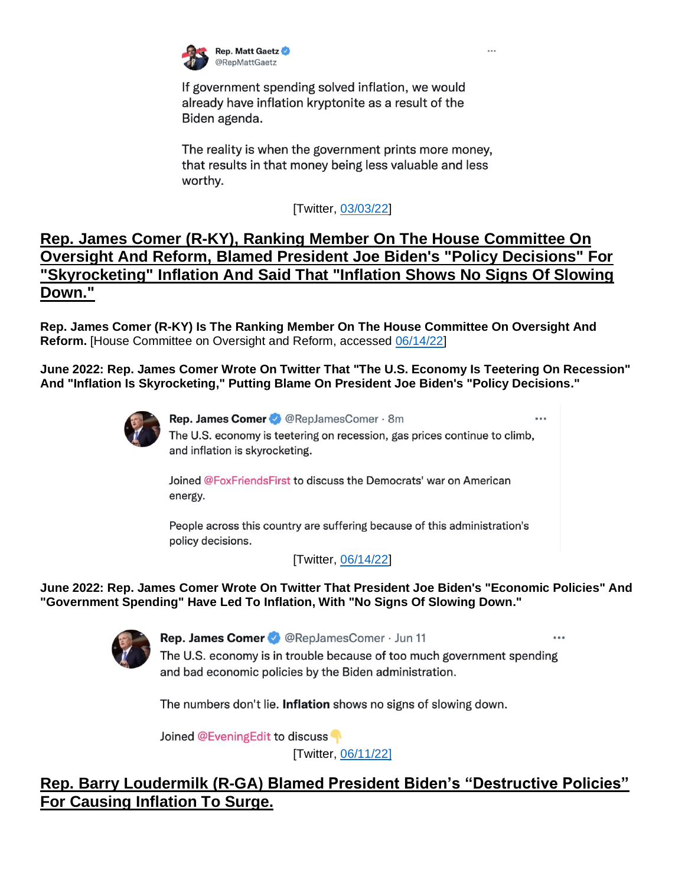Rep. Matt Gaetz @RepMattGaetz

If government spending solved inflation, we would already have inflation kryptonite as a result of the Biden agenda.

The reality is when the government prints more money, that results in that money being less valuable and less worthy.

[Twitter, 03/03/22]

## Rep. James Comer (R-KY), Ranking Member On The House Committee On Oversight And Reform, Blamed President Joe Biden's "Policy Decisions" For "Skyrocketing" Inflation And Said That "Inflation Shows No Signs Of Slowing Down."

**Rep. James Comer (R-KY) Is The Ranking Member On The House Committee On Oversight And Reform.** [House Committee on Oversight and Reform, accessed 06/14/22]

**June 2022: Rep. James Comer Wrote On Twitter That "The U.S. Economy Is Teetering On Recession" And "Inflation Is Skyrocketing," Putting Blame On President Joe Biden's "Policy Decisions."**

Rep. James Comer @RepJamesComer · 8m

The U.S. economy is teetering on recession, gas prices continue to climb, and inflation is skyrocketing.

Joined @FoxFriendsFirst to discuss the Democrats' war on American energy.

People across this country are suffering because of this administration's policy decisions.

[Twitter, 06/14/22]

**June 2022: Rep. James Comer Wrote On Twitter That President Joe Biden's "Economic Policies" And "Government Spending" Have Led To Inflation, With "No Signs Of Slowing Down."**

Rep. James Comer @RepJamesComer · Jun 11

The U.S. economy is in trouble because of too much government spending and bad economic policies by the Biden administration.

The numbers don't lie. **Inflation** shows no signs of slowing down.

Joined @EveningEdit to discuss 👇

[Twitter, 06/11/22]

## Rep. Barry Loudermilk (R-GA) Blamed President Biden's "Destructive Policies" For Causing Inflation To Surge.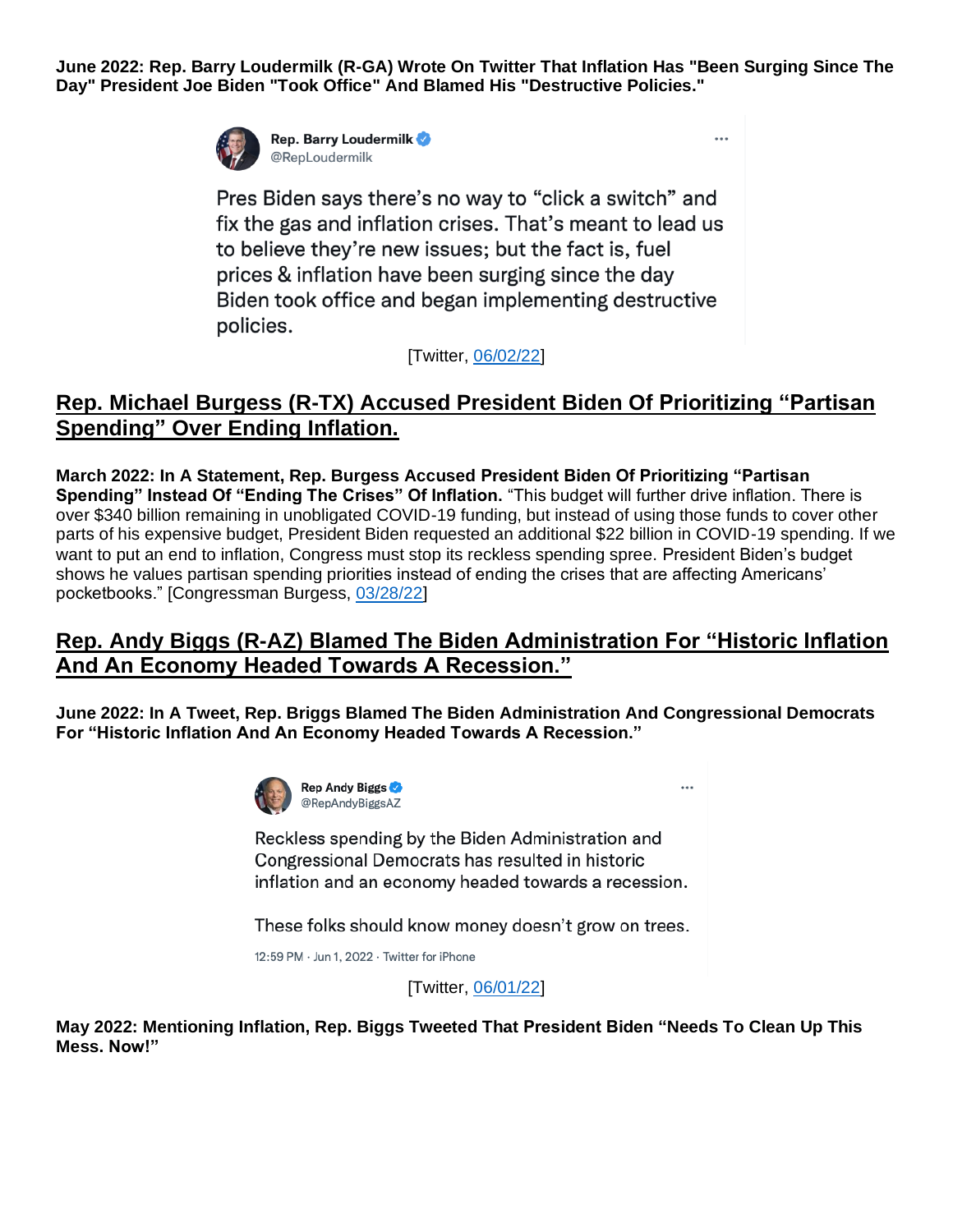**June 2022: Rep. Barry Loudermilk (R-GA) Wrote On Twitter That Inflation Has "Been Surging Since The Day" President Joe Biden "Took Office" And Blamed His "Destructive Policies."**

Rep. Barry Loudermilk
@RepLoudermilk

Pres Biden says there's no way to "click a switch" and fix the gas and inflation crises. That's meant to lead us to believe they're new issues; but the fact is, fuel prices & inflation have been surging since the day Biden took office and began implementing destructive policies.

[Twitter, 06/02/22]

## Rep. Michael Burgess (R-TX) Accused President Biden Of Prioritizing "Partisan Spending" Over Ending Inflation.

**March 2022: In A Statement, Rep. Burgess Accused President Biden Of Prioritizing "Partisan Spending" Instead Of "Ending The Crises" Of Inflation.** "This budget will further drive inflation. There is over $340 billion remaining in unobligated COVID-19 funding, but instead of using those funds to cover other parts of his expensive budget, President Biden requested an additional $22 billion in COVID-19 spending. If we want to put an end to inflation, Congress must stop its reckless spending spree. President Biden's budget shows he values partisan spending priorities instead of ending the crises that are affecting Americans' pocketbooks." [Congressman Burgess, 03/28/22]

## Rep. Andy Biggs (R-AZ) Blamed The Biden Administration For "Historic Inflation And An Economy Headed Towards A Recession."

**June 2022: In A Tweet, Rep. Briggs Blamed The Biden Administration And Congressional Democrats For "Historic Inflation And An Economy Headed Towards A Recession."**

Rep Andy Biggs
@RepAndyBiggsAZ

Reckless spending by the Biden Administration and Congressional Democrats has resulted in historic inflation and an economy headed towards a recession.

These folks should know money doesn't grow on trees.

12:59 PM · Jun 1, 2022 · Twitter for iPhone

[Twitter, 06/01/22]

**May 2022: Mentioning Inflation, Rep. Biggs Tweeted That President Biden "Needs To Clean Up This Mess. Now!"**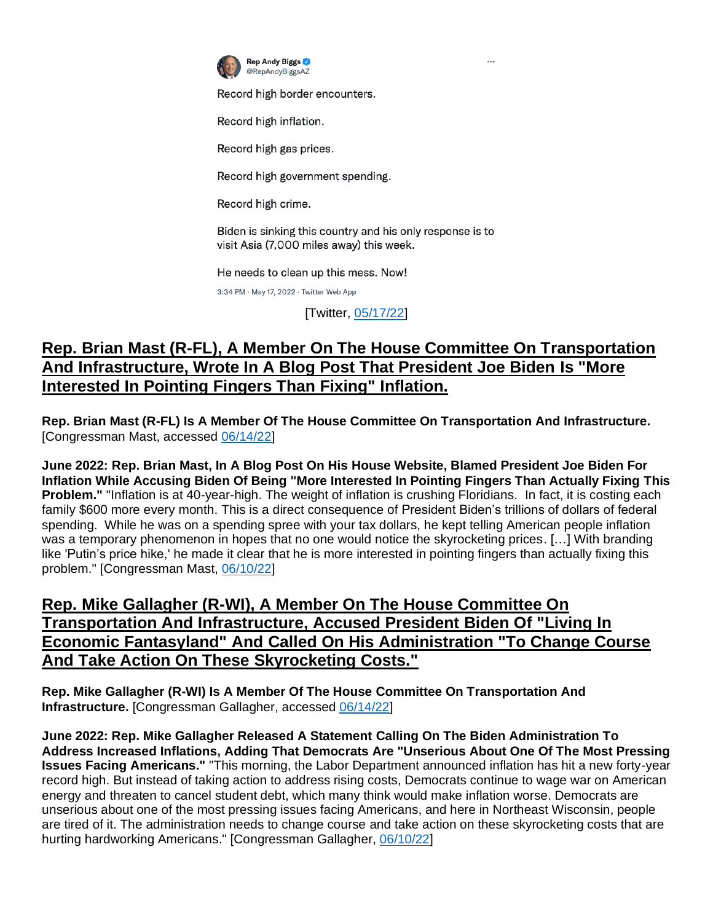Rep Andy Biggs
@RepAndyBiggsAZ

Record high border encounters.

Record high inflation.

Record high gas prices.

Record high government spending.

Record high crime.

Biden is sinking this country and his only response is to visit Asia (7,000 miles away) this week.

He needs to clean up this mess. Now!

3:34 PM · May 17, 2022 · Twitter Web App

[Twitter, 05/17/22]

## Rep. Brian Mast (R-FL), A Member On The House Committee On Transportation And Infrastructure, Wrote In A Blog Post That President Joe Biden Is "More Interested In Pointing Fingers Than Fixing" Inflation.

**Rep. Brian Mast (R-FL) Is A Member Of The House Committee On Transportation And Infrastructure.** [Congressman Mast, accessed 06/14/22]

**June 2022: Rep. Brian Mast, In A Blog Post On His House Website, Blamed President Joe Biden For Inflation While Accusing Biden Of Being "More Interested In Pointing Fingers Than Actually Fixing This Problem."** "Inflation is at 40-year-high. The weight of inflation is crushing Floridians. In fact, it is costing each family $600 more every month. This is a direct consequence of President Biden's trillions of dollars of federal spending. While he was on a spending spree with your tax dollars, he kept telling American people inflation was a temporary phenomenon in hopes that no one would notice the skyrocketing prices. […] With branding like 'Putin's price hike,' he made it clear that he is more interested in pointing fingers than actually fixing this problem." [Congressman Mast, 06/10/22]

## Rep. Mike Gallagher (R-WI), A Member On The House Committee On Transportation And Infrastructure, Accused President Biden Of "Living In Economic Fantasyland" And Called On His Administration "To Change Course And Take Action On These Skyrocketing Costs."

**Rep. Mike Gallagher (R-WI) Is A Member Of The House Committee On Transportation And Infrastructure.** [Congressman Gallagher, accessed 06/14/22]

**June 2022: Rep. Mike Gallagher Released A Statement Calling On The Biden Administration To Address Increased Inflations, Adding That Democrats Are "Unserious About One Of The Most Pressing Issues Facing Americans."** "This morning, the Labor Department announced inflation has hit a new forty-year record high. But instead of taking action to address rising costs, Democrats continue to wage war on American energy and threaten to cancel student debt, which many think would make inflation worse. Democrats are unserious about one of the most pressing issues facing Americans, and here in Northeast Wisconsin, people are tired of it. The administration needs to change course and take action on these skyrocketing costs that are hurting hardworking Americans." [Congressman Gallagher, 06/10/22]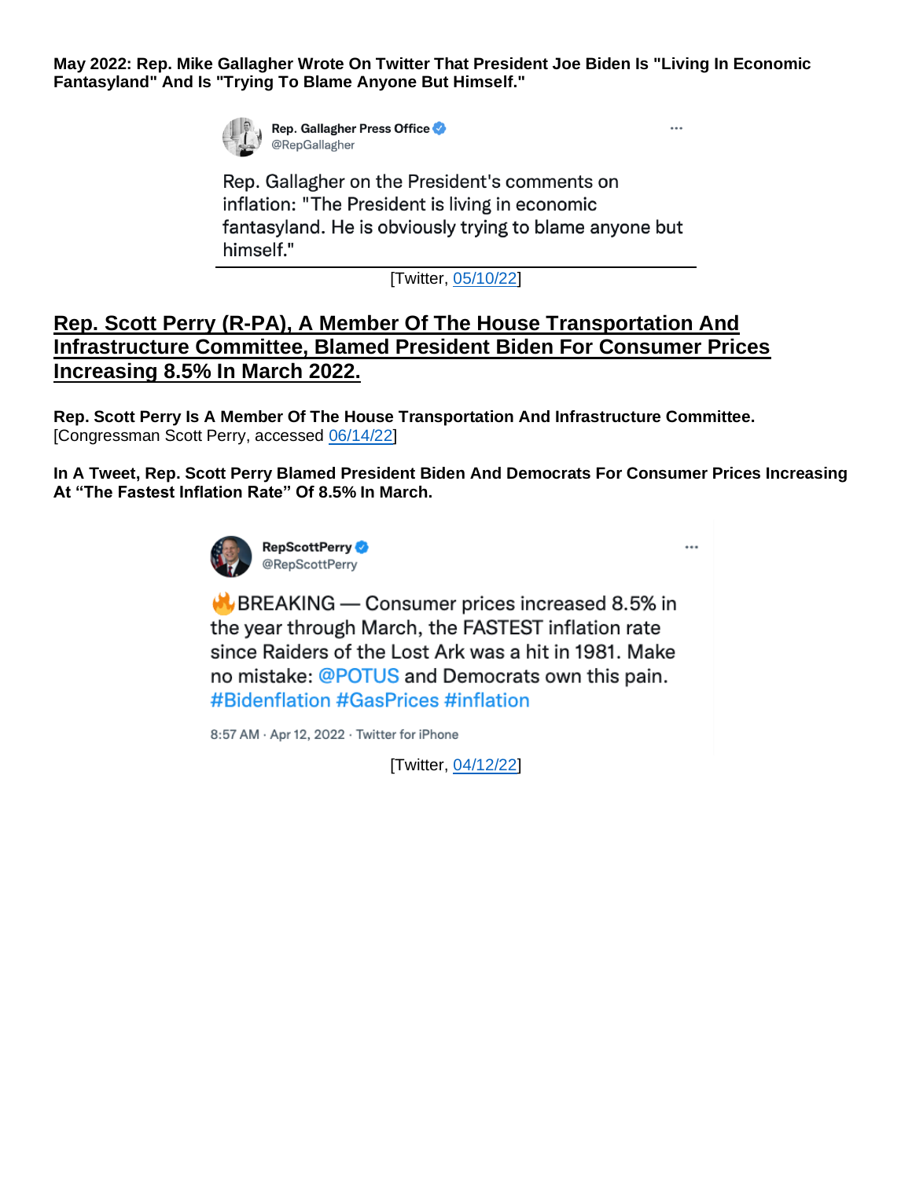**May 2022: Rep. Mike Gallagher Wrote On Twitter That President Joe Biden Is "Living In Economic Fantasyland" And Is "Trying To Blame Anyone But Himself."**

Rep. Gallagher Press Office
@RepGallagher

Rep. Gallagher on the President's comments on inflation: "The President is living in economic fantasyland. He is obviously trying to blame anyone but himself."

[Twitter, 05/10/22]

## Rep. Scott Perry (R-PA), A Member Of The House Transportation And Infrastructure Committee, Blamed President Biden For Consumer Prices Increasing 8.5% In March 2022.

**Rep. Scott Perry Is A Member Of The House Transportation And Infrastructure Committee.** [Congressman Scott Perry, accessed 06/14/22]

**In A Tweet, Rep. Scott Perry Blamed President Biden And Democrats For Consumer Prices Increasing At "The Fastest Inflation Rate" Of 8.5% In March.**

RepScottPerry
@RepScottPerry

🔥BREAKING — Consumer prices increased 8.5% in the year through March, the FASTEST inflation rate since Raiders of the Lost Ark was a hit in 1981. Make no mistake: @POTUS and Democrats own this pain. #Bidenflation #GasPrices #inflation

8:57 AM · Apr 12, 2022 · Twitter for iPhone

[Twitter, 04/12/22]